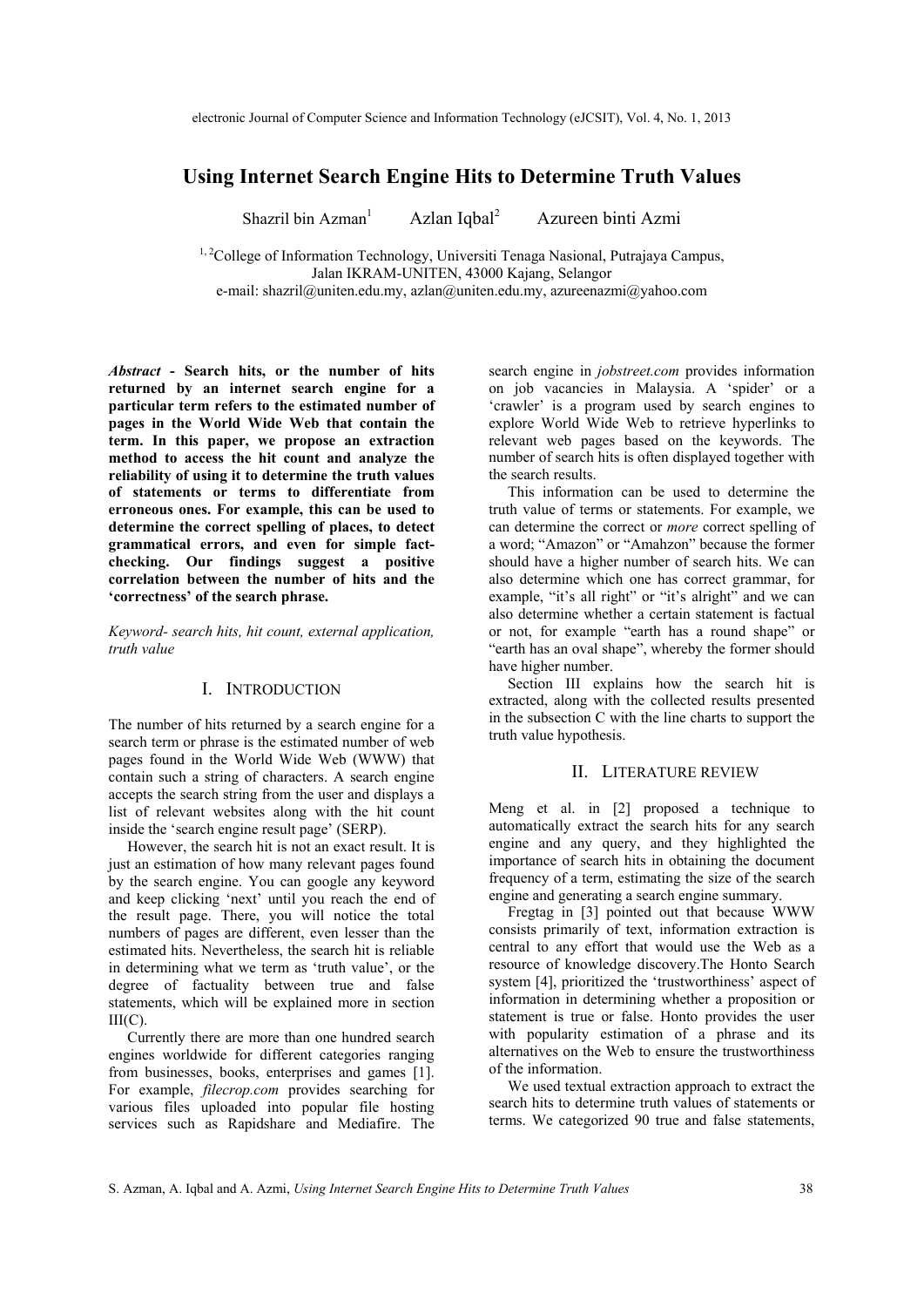# Using Internet Search Engine Hits to Determine Truth Values

Shazril bin Azman[1] Azlan Iqbal[2] Azureen binti Azmi

[1, 2]College of Information Technology, Universiti Tenaga Nasional, Putrajaya Campus, Jalan IKRAM-UNITEN, 43000 Kajang, Selangor
e-mail: shazril@uniten.edu.my, azlan@uniten.edu.my, azureenazmi@yahoo.com

***Abstract* - Search hits, or the number of hits returned by an internet search engine for a particular term refers to the estimated number of pages in the World Wide Web that contain the term. In this paper, we propose an extraction method to access the hit count and analyze the reliability of using it to determine the truth values of statements or terms to differentiate from erroneous ones. For example, this can be used to determine the correct spelling of places, to detect grammatical errors, and even for simple fact-checking. Our findings suggest a positive correlation between the number of hits and the 'correctness' of the search phrase.**

*Keyword- search hits, hit count, external application, truth value*

## I. Introduction

The number of hits returned by a search engine for a search term or phrase is the estimated number of web pages found in the World Wide Web (WWW) that contain such a string of characters. A search engine accepts the search string from the user and displays a list of relevant websites along with the hit count inside the 'search engine result page' (SERP).

However, the search hit is not an exact result. It is just an estimation of how many relevant pages found by the search engine. You can google any keyword and keep clicking 'next' until you reach the end of the result page. There, you will notice the total numbers of pages are different, even lesser than the estimated hits. Nevertheless, the search hit is reliable in determining what we term as 'truth value', or the degree of factuality between true and false statements, which will be explained more in section III(C).

Currently there are more than one hundred search engines worldwide for different categories ranging from businesses, books, enterprises and games [1]. For example, *filecrop.com* provides searching for various files uploaded into popular file hosting services such as Rapidshare and Mediafire. The search engine in *jobstreet.com* provides information on job vacancies in Malaysia. A 'spider' or a 'crawler' is a program used by search engines to explore World Wide Web to retrieve hyperlinks to relevant web pages based on the keywords. The number of search hits is often displayed together with the search results.

This information can be used to determine the truth value of terms or statements. For example, we can determine the correct or *more* correct spelling of a word; "Amazon" or "Amahzon" because the former should have a higher number of search hits. We can also determine which one has correct grammar, for example, "it's all right" or "it's alright" and we can also determine whether a certain statement is factual or not, for example "earth has a round shape" or "earth has an oval shape", whereby the former should have higher number.

Section III explains how the search hit is extracted, along with the collected results presented in the subsection C with the line charts to support the truth value hypothesis.

## II. Literature review

Meng et al. in [2] proposed a technique to automatically extract the search hits for any search engine and any query, and they highlighted the importance of search hits in obtaining the document frequency of a term, estimating the size of the search engine and generating a search engine summary.

Fregtag in [3] pointed out that because WWW consists primarily of text, information extraction is central to any effort that would use the Web as a resource of knowledge discovery.The Honto Search system [4], prioritized the 'trustworthiness' aspect of information in determining whether a proposition or statement is true or false. Honto provides the user with popularity estimation of a phrase and its alternatives on the Web to ensure the trustworthiness of the information.

We used textual extraction approach to extract the search hits to determine truth values of statements or terms. We categorized 90 true and false statements,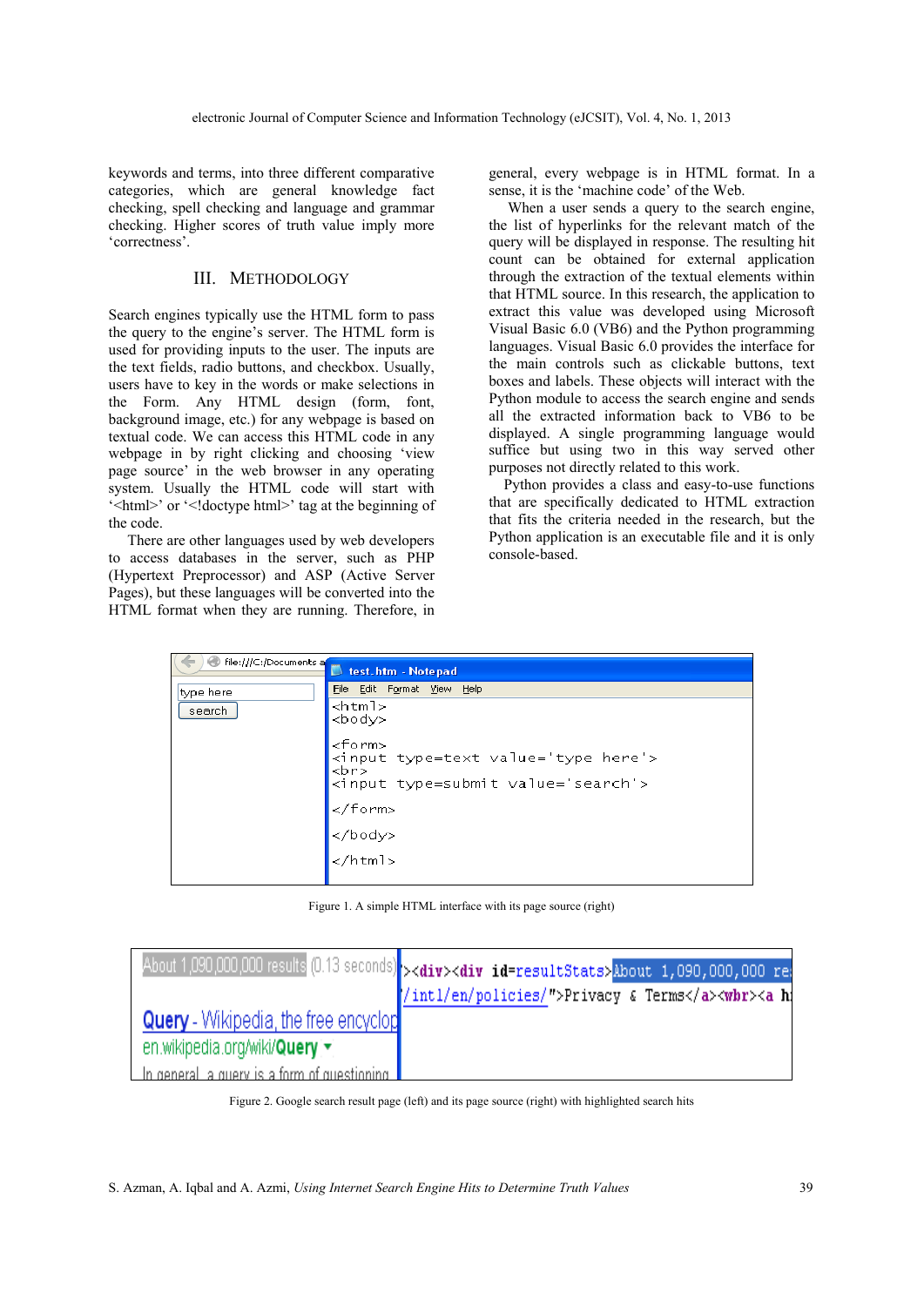keywords and terms, into three different comparative categories, which are general knowledge fact checking, spell checking and language and grammar checking. Higher scores of truth value imply more 'correctness'.

## III. METHODOLOGY

Search engines typically use the HTML form to pass the query to the engine's server. The HTML form is used for providing inputs to the user. The inputs are the text fields, radio buttons, and checkbox. Usually, users have to key in the words or make selections in the Form. Any HTML design (form, font, background image, etc.) for any webpage is based on textual code. We can access this HTML code in any webpage in by right clicking and choosing 'view page source' in the web browser in any operating system. Usually the HTML code will start with '<html>' or '<!doctype html>' tag at the beginning of the code.

There are other languages used by web developers to access databases in the server, such as PHP (Hypertext Preprocessor) and ASP (Active Server Pages), but these languages will be converted into the HTML format when they are running. Therefore, in general, every webpage is in HTML format. In a sense, it is the 'machine code' of the Web.

When a user sends a query to the search engine, the list of hyperlinks for the relevant match of the query will be displayed in response. The resulting hit count can be obtained for external application through the extraction of the textual elements within that HTML source. In this research, the application to extract this value was developed using Microsoft Visual Basic 6.0 (VB6) and the Python programming languages. Visual Basic 6.0 provides the interface for the main controls such as clickable buttons, text boxes and labels. These objects will interact with the Python module to access the search engine and sends all the extracted information back to VB6 to be displayed. A single programming language would suffice but using two in this way served other purposes not directly related to this work.

Python provides a class and easy-to-use functions that are specifically dedicated to HTML extraction that fits the criteria needed in the research, but the Python application is an executable file and it is only console-based.

```
<html>
<body>

<form>
<input type=text value='type here'>
<br>
<input type=submit value='search'>

</form>

</body>

</html>
```

Figure 1. A simple HTML interface with its page source (right)

Figure 2. Google search result page (left) and its page source (right) with highlighted search hits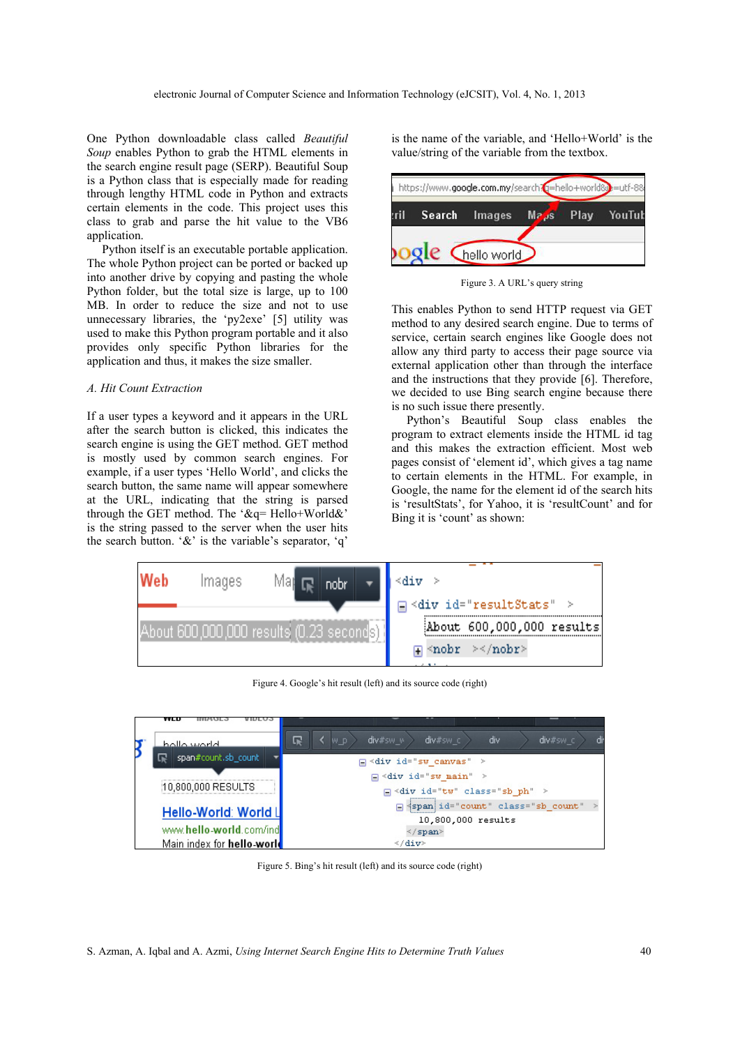One Python downloadable class called *Beautiful Soup* enables Python to grab the HTML elements in the search engine result page (SERP). Beautiful Soup is a Python class that is especially made for reading through lengthy HTML code in Python and extracts certain elements in the code. This project uses this class to grab and parse the hit value to the VB6 application.

Python itself is an executable portable application. The whole Python project can be ported or backed up into another drive by copying and pasting the whole Python folder, but the total size is large, up to 100 MB. In order to reduce the size and not to use unnecessary libraries, the 'py2exe' [5] utility was used to make this Python program portable and it also provides only specific Python libraries for the application and thus, it makes the size smaller.

### A. Hit Count Extraction

If a user types a keyword and it appears in the URL after the search button is clicked, this indicates the search engine is using the GET method. GET method is mostly used by common search engines. For example, if a user types 'Hello World', and clicks the search button, the same name will appear somewhere at the URL, indicating that the string is parsed through the GET method. The '&q= Hello+World&' is the string passed to the server when the user hits the search button. '&' is the variable's separator, 'q' is the name of the variable, and 'Hello+World' is the value/string of the variable from the textbox.

Figure 3. A URL's query string

This enables Python to send HTTP request via GET method to any desired search engine. Due to terms of service, certain search engines like Google does not allow any third party to access their page source via external application other than through the interface and the instructions that they provide [6]. Therefore, we decided to use Bing search engine because there is no such issue there presently.

Python's Beautiful Soup class enables the program to extract elements inside the HTML id tag and this makes the extraction efficient. Most web pages consist of 'element id', which gives a tag name to certain elements in the HTML. For example, in Google, the name for the element id of the search hits is 'resultStats', for Yahoo, it is 'resultCount' and for Bing it is 'count' as shown:

Figure 4. Google's hit result (left) and its source code (right)

Figure 5. Bing's hit result (left) and its source code (right)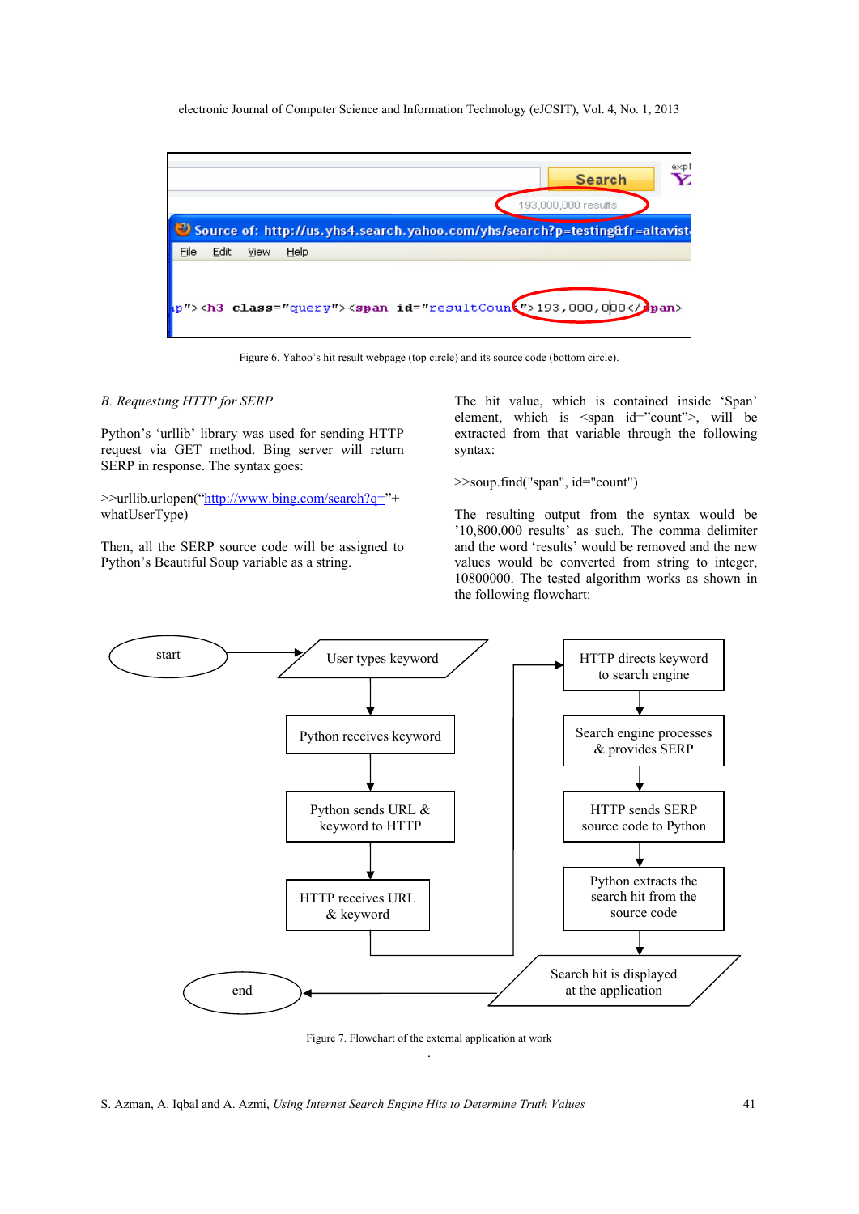Figure 6. Yahoo's hit result webpage (top circle) and its source code (bottom circle).

*B. Requesting HTTP for SERP*

Python's 'urllib' library was used for sending HTTP request via GET method. Bing server will return SERP in response. The syntax goes:

>>urllib.urlopen("http://www.bing.com/search?q="+ whatUserType)

Then, all the SERP source code will be assigned to Python's Beautiful Soup variable as a string.

The hit value, which is contained inside 'Span' element, which is <span id="count">, will be extracted from that variable through the following syntax:

>>soup.find("span", id="count")

The resulting output from the syntax would be '10,800,000 results' as such. The comma delimiter and the word 'results' would be removed and the new values would be converted from string to integer, 10800000. The tested algorithm works as shown in the following flowchart:

Figure 7. Flowchart of the external application at work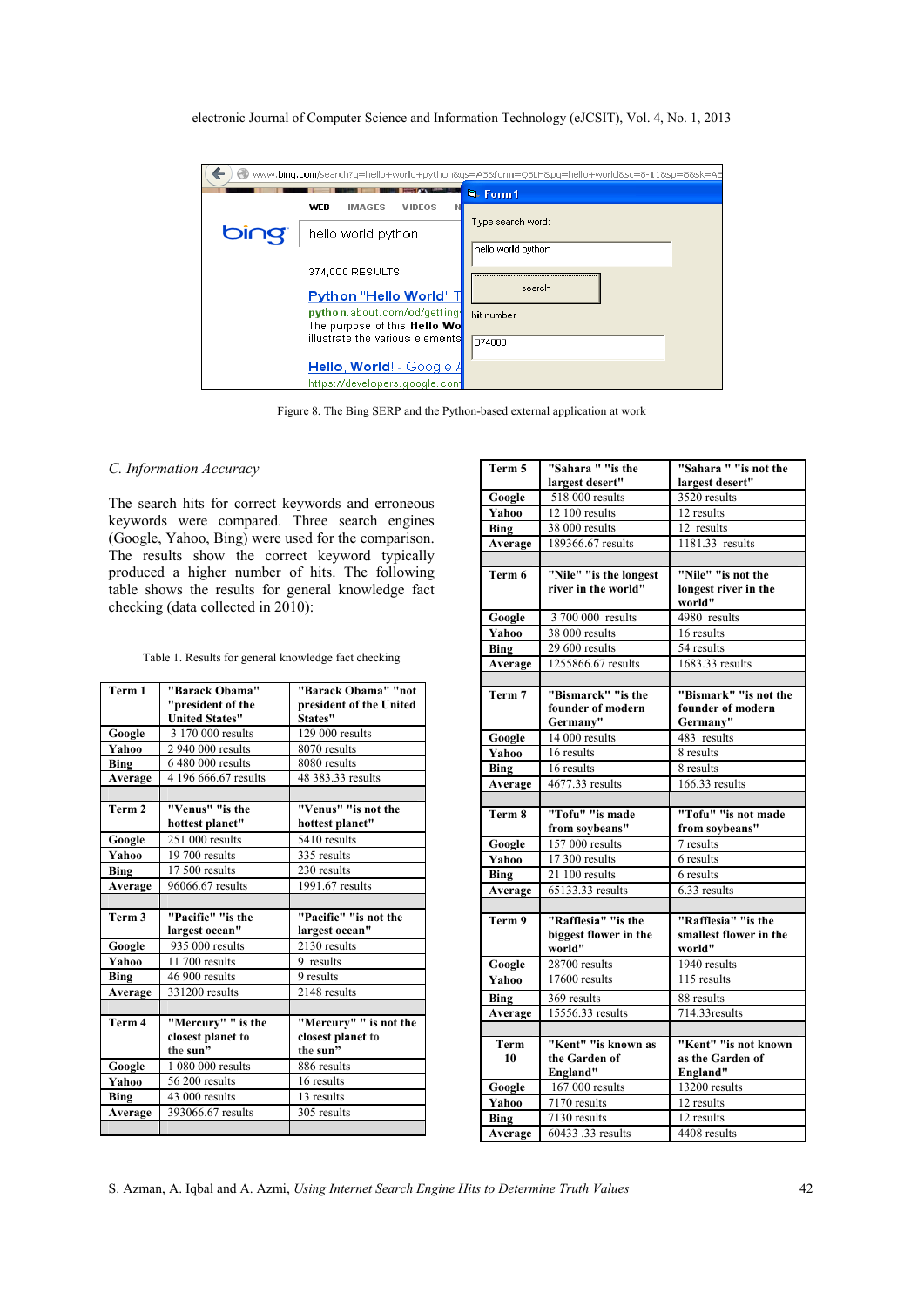Figure 8. The Bing SERP and the Python-based external application at work

### C. Information Accuracy

The search hits for correct keywords and erroneous keywords were compared. Three search engines (Google, Yahoo, Bing) were used for the comparison. The results show the correct keyword typically produced a higher number of hits. The following table shows the results for general knowledge fact checking (data collected in 2010):

Table 1. Results for general knowledge fact checking

| Term 1 | "Barack Obama" "president of the United States" | "Barack Obama" "not president of the United States" |
|---|---|---|
| Google | 3 170 000 results | 129 000 results |
| Yahoo | 2 940 000 results | 8070 results |
| Bing | 6 480 000 results | 8080 results |
| Average | 4 196 666.67 results | 48 383.33 results |
| | | |
| Term 2 | "Venus" "is the hottest planet" | "Venus" "is not the hottest planet" |
| Google | 251 000 results | 5410 results |
| Yahoo | 19 700 results | 335 results |
| Bing | 17 500 results | 230 results |
| Average | 96066.67 results | 1991.67 results |
| | | |
| Term 3 | "Pacific" "is the largest ocean" | "Pacific" "is not the largest ocean" |
| Google | 935 000 results | 2130 results |
| Yahoo | 11 700 results | 9 results |
| Bing | 46 900 results | 9 results |
| Average | 331200 results | 2148 results |
| | | |
| Term 4 | "Mercury" " is the closest planet to the sun" | "Mercury" " is not the closest planet to the sun" |
| Google | 1 080 000 results | 886 results |
| Yahoo | 56 200 results | 16 results |
| Bing | 43 000 results | 13 results |
| Average | 393066.67 results | 305 results |
| | | |
| Term 5 | "Sahara " "is the largest desert" | "Sahara " "is not the largest desert" |
| Google | 518 000 results | 3520 results |
| Yahoo | 12 100 results | 12 results |
| Bing | 38 000 results | 12 results |
| Average | 189366.67 results | 1181.33 results |
| | | |
| Term 6 | "Nile" "is the longest river in the world" | "Nile" "is not the longest river in the world" |
| Google | 3 700 000 results | 4980 results |
| Yahoo | 38 000 results | 16 results |
| Bing | 29 600 results | 54 results |
| Average | 1255866.67 results | 1683.33 results |
| | | |
| Term 7 | "Bismarck" "is the founder of modern Germany" | "Bismarck" "is not the founder of modern Germany" |
| Google | 14 000 results | 483 results |
| Yahoo | 16 results | 8 results |
| Bing | 16 results | 8 results |
| Average | 4677.33 results | 166.33 results |
| | | |
| Term 8 | "Tofu" "is made from soybeans" | "Tofu" "is not made from soybeans" |
| Google | 157 000 results | 7 results |
| Yahoo | 17 300 results | 6 results |
| Bing | 21 100 results | 6 results |
| Average | 65133.33 results | 6.33 results |
| | | |
| Term 9 | "Rafflesia" "is the biggest flower in the world" | "Rafflesia" "is the smallest flower in the world" |
| Google | 28700 results | 1940 results |
| Yahoo | 17600 results | 115 results |
| Bing | 369 results | 88 results |
| Average | 15556.33 results | 714.33results |
| | | |
| Term 10 | "Kent" "is known as the Garden of England" | "Kent" "is not known as the Garden of England" |
| Google | 167 000 results | 13200 results |
| Yahoo | 7170 results | 12 results |
| Bing | 7130 results | 12 results |
| Average | 60433 .33 results | 4408 results |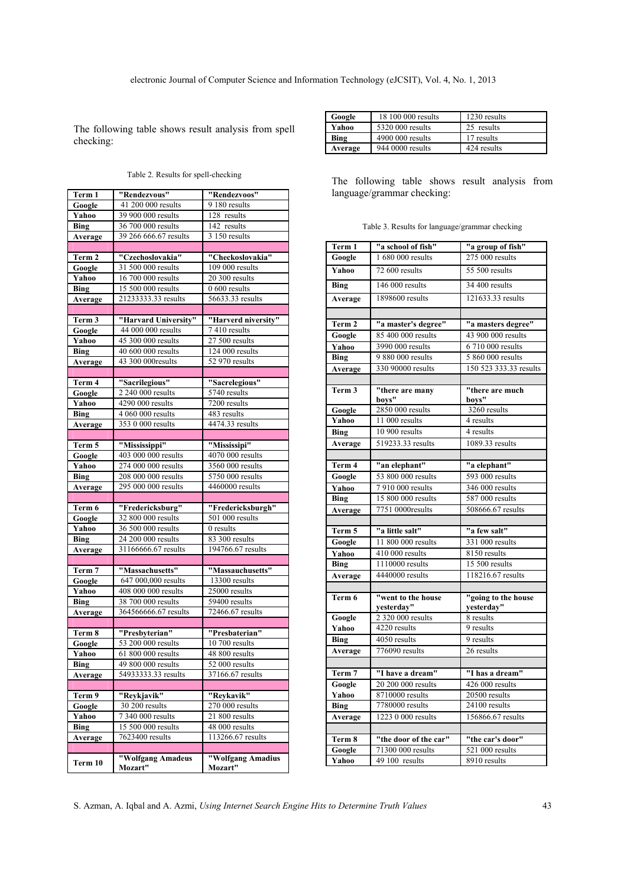The following table shows result analysis from spell checking:

Table 2. Results for spell-checking

| Term 1 | "Rendezvous" | "Rendezvoos" |
|---|---|---|
| Google | 41 200 000 results | 9 180 results |
| Yahoo | 39 900 000 results | 128 results |
| Bing | 36 700 000 results | 142 results |
| Average | 39 266 666.67 results | 3 150 results |
| | | |
| Term 2 | "Czechoslovakia" | "Checkoslovakia" |
| Google | 31 500 000 results | 109 000 results |
| Yahoo | 16 700 000 results | 20 300 results |
| Bing | 15 500 000 results | 0 600 results |
| Average | 21233333.33 results | 56633.33 results |
| | | |
| Term 3 | "Harvard University" | "Harverd niversity" |
| Google | 44 000 000 results | 7 410 results |
| Yahoo | 45 300 000 results | 27 500 results |
| Bing | 40 600 000 results | 124 000 results |
| Average | 43 300 000results | 52 970 results |
| | | |
| Term 4 | "Sacrilegious" | "Sacrelegious" |
| Google | 2 240 000 results | 5740 results |
| Yahoo | 4290 000 results | 7200 results |
| Bing | 4 060 000 results | 483 results |
| Average | 353 0 000 results | 4474.33 results |
| | | |
| Term 5 | "Mississippi" | "Missisipi" |
| Google | 403 000 000 results | 4070 000 results |
| Yahoo | 274 000 000 results | 3560 000 results |
| Bing | 208 000 000 results | 5750 000 results |
| Average | 295 000 000 results | 4460000 results |
| | | |
| Term 6 | "Fredericksburg" | "Fredericksburgh" |
| Google | 32 800 000 results | 501 000 results |
| Yahoo | 36 500 000 results | 0 results |
| Bing | 24 200 000 results | 83 300 results |
| Average | 31166666.67 results | 194766.67 results |
| | | |
| Term 7 | "Massachusetts" | "Massauchusetts" |
| Google | 647 000,000 results | 13300 results |
| Yahoo | 408 000 000 results | 25000 results |
| Bing | 38 700 000 results | 59400 results |
| Average | 364566666.67 results | 72466.67 results |
| | | |
| Term 8 | "Presbyterian" | "Presbaterian" |
| Google | 53 200 000 results | 10 700 results |
| Yahoo | 61 800 000 results | 48 800 results |
| Bing | 49 800 000 results | 52 000 results |
| Average | 54933333.33 results | 37166.67 results |
| | | |
| Term 9 | "Reykjavik" | "Reykavik" |
| Google | 30 200 results | 270 000 results |
| Yahoo | 7 340 000 results | 21 800 results |
| Bing | 15 500 000 results | 48 000 results |
| Average | 7623400 results | 113266.67 results |
| | | |
| Term 10 | "Wolfgang Amadeus Mozart" | "Wolfgang Amadius Mozart" |
| Google | 18 100 000 results | 1230 results |
| Yahoo | 5320 000 results | 25 results |
| Bing | 4900 000 results | 17 results |
| Average | 944 0000 results | 424 results |

The following table shows result analysis from language/grammar checking:

Table 3. Results for language/grammar checking

| Term 1 | "a school of fish" | "a group of fish" |
|---|---|---|
| Google | 1 680 000 results | 275 000 results |
| Yahoo | 72 600 results | 55 500 results |
| Bing | 146 000 results | 34 400 results |
| Average | 1898600 results | 121633.33 results |
| | | |
| Term 2 | "a master's degree" | "a masters degree" |
| Google | 85 400 000 results | 43 900 000 results |
| Yahoo | 3990 000 results | 6 710 000 results |
| Bing | 9 880 000 results | 5 860 000 results |
| Average | 330 90000 results | 150 523 333.33 results |
| | | |
| Term 3 | "there are many boys" | "there are much boys" |
| Google | 2850 000 results | 3260 results |
| Yahoo | 11 000 results | 4 results |
| Bing | 10 900 results | 4 results |
| Average | 519233.33 results | 1089.33 results |
| | | |
| Term 4 | "an elephant" | "a elephant" |
| Google | 53 800 000 results | 593 000 results |
| Yahoo | 7 910 000 results | 346 000 results |
| Bing | 15 800 000 results | 587 000 results |
| Average | 7751 0000results | 508666.67 results |
| | | |
| Term 5 | "a little salt" | "a few salt" |
| Google | 11 800 000 results | 331 000 results |
| Yahoo | 410 000 results | 8150 results |
| Bing | 1110000 results | 15 500 results |
| Average | 4440000 results | 118216.67 results |
| | | |
| Term 6 | "went to the house yesterday" | "going to the house yesterday" |
| Google | 2 320 000 results | 8 results |
| Yahoo | 4220 results | 9 results |
| Bing | 4050 results | 9 results |
| Average | 776090 results | 26 results |
| | | |
| Term 7 | "I have a dream" | "I has a dream" |
| Google | 20 200 000 results | 426 000 results |
| Yahoo | 8710000 results | 20500 results |
| Bing | 7780000 results | 24100 results |
| Average | 1223 0 000 results | 156866.67 results |
| | | |
| Term 8 | "the door of the car" | "the car's door" |
| Google | 71300 000 results | 521 000 results |
| Yahoo | 49 100 results | 8910 results |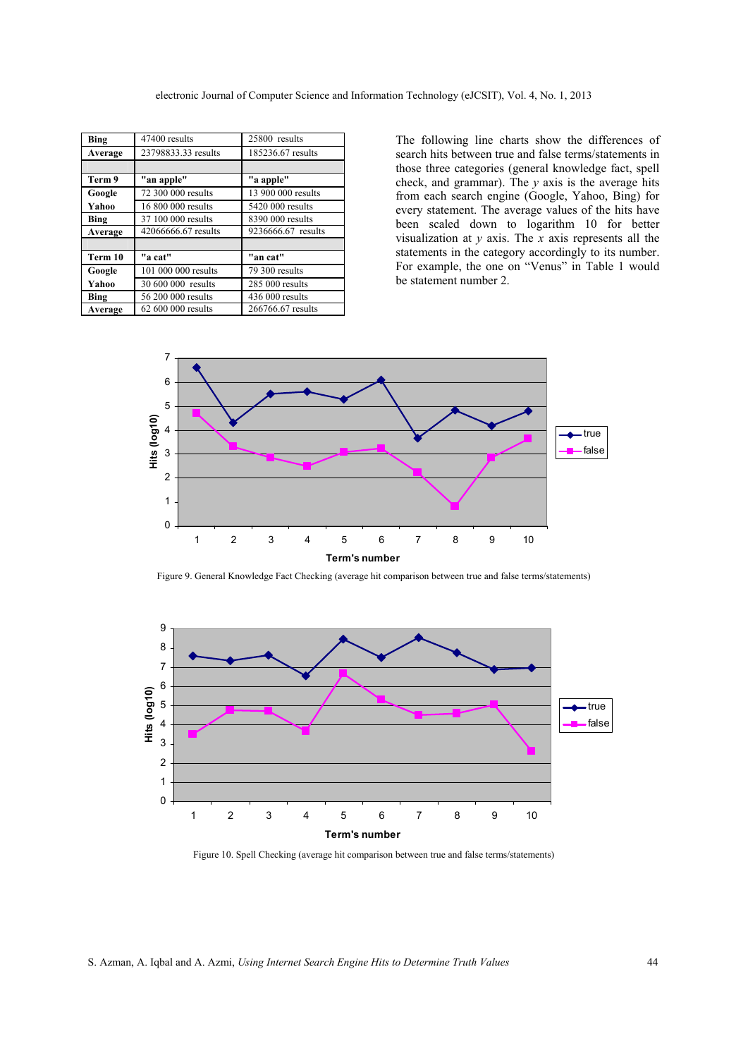| Bing | 47400 results | 25800 results |
|---|---|---|
| **Average** | 23798833.33 results | 185236.67 results |
| | | |
| **Term 9** | **"an apple"** | **"a apple"** |
| **Google** | 72 300 000 results | 13 900 000 results |
| **Yahoo** | 16 800 000 results | 5420 000 results |
| **Bing** | 37 100 000 results | 8390 000 results |
| **Average** | 42066666.67 results | 9236666.67 results |
| | | |
| **Term 10** | **"a cat"** | **"an cat"** |
| **Google** | 101 000 000 results | 79 300 results |
| **Yahoo** | 30 600 000 results | 285 000 results |
| **Bing** | 56 200 000 results | 436 000 results |
| **Average** | 62 600 000 results | 266766.67 results |

The following line charts show the differences of search hits between true and false terms/statements in those three categories (general knowledge fact, spell check, and grammar). The *y* axis is the average hits from each search engine (Google, Yahoo, Bing) for every statement. The average values of the hits have been scaled down to logarithm 10 for better visualization at *y* axis. The *x* axis represents all the statements in the category accordingly to its number. For example, the one on "Venus" in Table 1 would be statement number 2.

Figure 9. General Knowledge Fact Checking (average hit comparison between true and false terms/statements)

Figure 10. Spell Checking (average hit comparison between true and false terms/statements)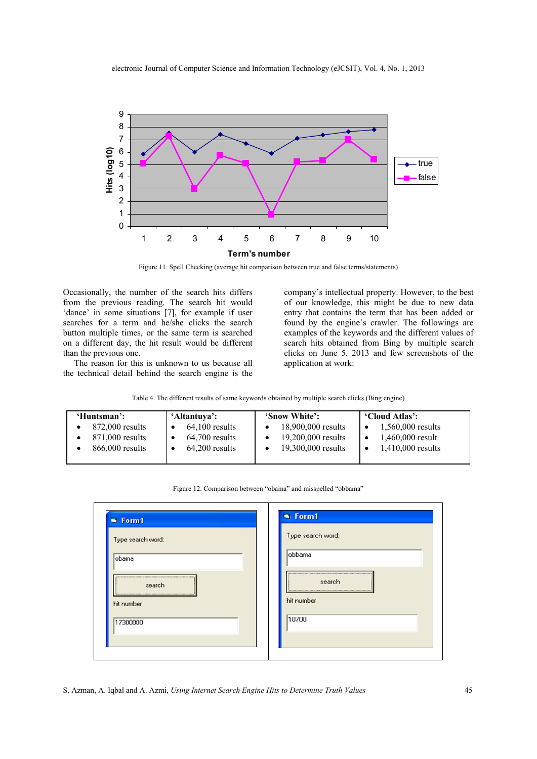Figure 11. Spell Checking (average hit comparison between true and false terms/statements)

Occasionally, the number of the search hits differs from the previous reading. The search hit would 'dance' in some situations [7], for example if user searches for a term and he/she clicks the search button multiple times, or the same term is searched on a different day, the hit result would be different than the previous one.

The reason for this is unknown to us because all the technical detail behind the search engine is the company's intellectual property. However, to the best of our knowledge, this might be due to new data entry that contains the term that has been added or found by the engine's crawler. The followings are examples of the keywords and the different values of search hits obtained from Bing by multiple search clicks on June 5, 2013 and few screenshots of the application at work:

Table 4. The different results of same keywords obtained by multiple search clicks (Bing engine)

| 'Huntsman': | 'Altantuya': | 'Snow White': | 'Cloud Atlas': |
|---|---|---|---|
| • 872,000 results | • 64,100 results | • 18,900,000 results | • 1,560,000 results |
| • 871,000 results | • 64,700 results | • 19,200,000 results | • 1,460,000 result |
| • 866,000 results | • 64,200 results | • 19,300,000 results | • 1,410,000 results |

Figure 12. Comparison between "obama" and misspelled "obbama"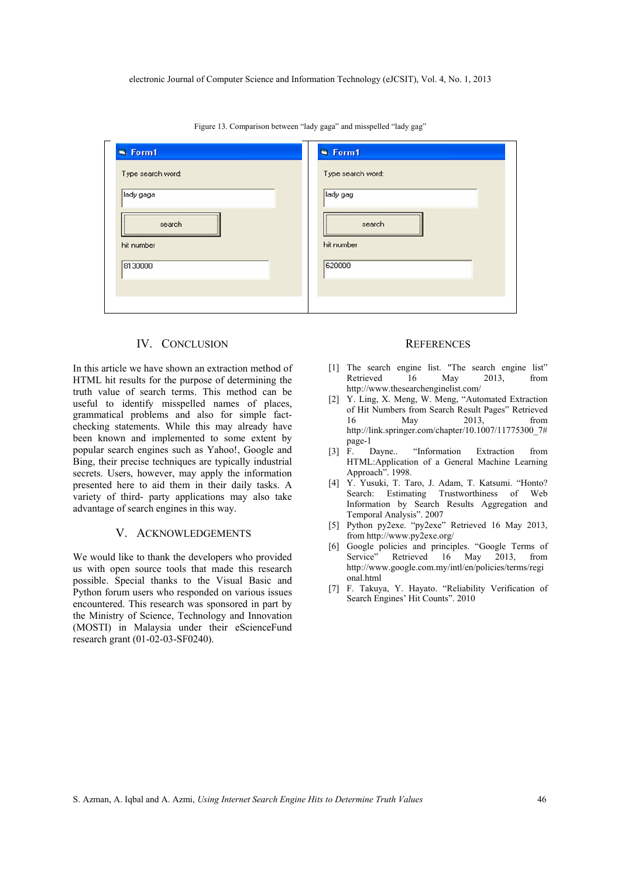Figure 13. Comparison between "lady gaga" and misspelled "lady gag"

Form1

Type search word:

lady gaga

search

hit number

8130000

Form1

Type search word:

lady gag

search

hit number

620000

## IV. Conclusion

In this article we have shown an extraction method of HTML hit results for the purpose of determining the truth value of search terms. This method can be useful to identify misspelled names of places, grammatical problems and also for simple fact-checking statements. While this may already have been known and implemented to some extent by popular search engines such as Yahoo!, Google and Bing, their precise techniques are typically industrial secrets. Users, however, may apply the information presented here to aid them in their daily tasks. A variety of third- party applications may also take advantage of search engines in this way.

## V. Acknowledgements

We would like to thank the developers who provided us with open source tools that made this research possible. Special thanks to the Visual Basic and Python forum users who responded on various issues encountered. This research was sponsored in part by the Ministry of Science, Technology and Innovation (MOSTI) in Malaysia under their eScienceFund research grant (01-02-03-SF0240).

## References

[1] The search engine list. "The search engine list" Retrieved 16 May 2013, from http://www.thesearchenginelist.com/

[2] Y. Ling, X. Meng, W. Meng, "Automated Extraction of Hit Numbers from Search Result Pages" Retrieved 16 May 2013, from http://link.springer.com/chapter/10.1007/11775300_7#page-1

[3] F. Dayne.. "Information Extraction from HTML:Application of a General Machine Learning Approach". 1998.

[4] Y. Yusuki, T. Taro, J. Adam, T. Katsumi. "Honto? Search: Estimating Trustworthiness of Web Information by Search Results Aggregation and Temporal Analysis". 2007

[5] Python py2exe. "py2exe" Retrieved 16 May 2013, from http://www.py2exe.org/

[6] Google policies and principles. "Google Terms of Service" Retrieved 16 May 2013, from http://www.google.com.my/intl/en/policies/terms/regional.html

[7] F. Takuya, Y. Hayato. "Reliability Verification of Search Engines' Hit Counts". 2010